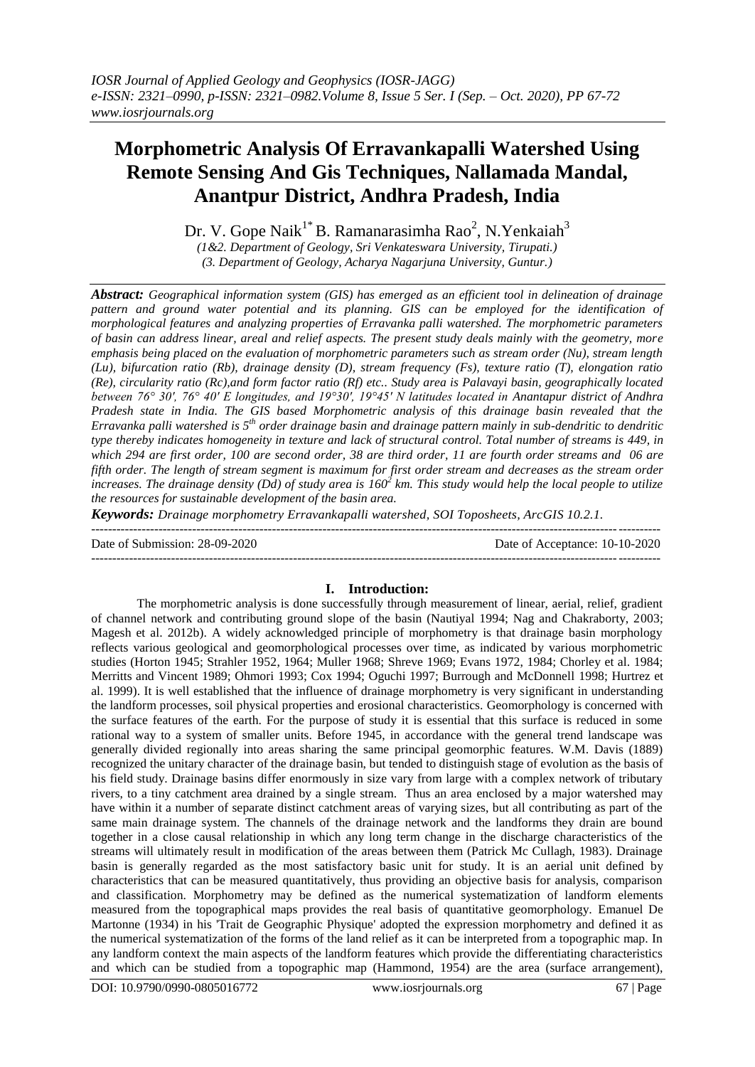*IOSR Journal of Applied Geology and Geophysics (IOSR-JAGG)*
*e-ISSN: 2321–0990, p-ISSN: 2321–0982.Volume 8, Issue 5 Ser. I (Sep. – Oct. 2020), PP 67-72*
*www.iosrjournals.org*

# Morphometric Analysis Of Erravankapalli Watershed Using Remote Sensing And Gis Techniques, Nallamada Mandal, Anantpur District, Andhra Pradesh, India

Dr. V. Gope Naik[1*] B. Ramanarasimha Rao[2], N.Yenkaiah[3]

*(1&2. Department of Geology, Sri Venkateswara University, Tirupati.)*
*(3. Department of Geology, Acharya Nagarjuna University, Guntur.)*

***Abstract:*** *Geographical information system (GIS) has emerged as an efficient tool in delineation of drainage pattern and ground water potential and its planning. GIS can be employed for the identification of morphological features and analyzing properties of Erravanka palli watershed. The morphometric parameters of basin can address linear, areal and relief aspects. The present study deals mainly with the geometry, more emphasis being placed on the evaluation of morphometric parameters such as stream order (Nu), stream length (Lu), bifurcation ratio (Rb), drainage density (D), stream frequency (Fs), texture ratio (T), elongation ratio (Re), circularity ratio (Rc),and form factor ratio (Rf) etc.. Study area is Palavayi basin, geographically located between 76° 30', 76° 40' E longitudes, and 19°30', 19°45' N latitudes located in Anantapur district of Andhra Pradesh state in India. The GIS based Morphometric analysis of this drainage basin revealed that the Erravanka palli watershed is 5th order drainage basin and drainage pattern mainly in sub-dendritic to dendritic type thereby indicates homogeneity in texture and lack of structural control. Total number of streams is 449, in which 294 are first order, 100 are second order, 38 are third order, 11 are fourth order streams and 06 are fifth order. The length of stream segment is maximum for first order stream and decreases as the stream order increases. The drainage density (Dd) of study area is 160$^2$ km. This study would help the local people to utilize the resources for sustainable development of the basin area.*

***Keywords:*** *Drainage morphometry Erravankapalli watershed, SOI Toposheets, ArcGIS 10.2.1.*

---

Date of Submission: 28-09-2020 Date of Acceptance: 10-10-2020

---

## I. Introduction:

The morphometric analysis is done successfully through measurement of linear, aerial, relief, gradient of channel network and contributing ground slope of the basin (Nautiyal 1994; Nag and Chakraborty, 2003; Magesh et al. 2012b). A widely acknowledged principle of morphometry is that drainage basin morphology reflects various geological and geomorphological processes over time, as indicated by various morphometric studies (Horton 1945; Strahler 1952, 1964; Muller 1968; Shreve 1969; Evans 1972, 1984; Chorley et al. 1984; Merritts and Vincent 1989; Ohmori 1993; Cox 1994; Oguchi 1997; Burrough and McDonnell 1998; Hurtrez et al. 1999). It is well established that the influence of drainage morphometry is very significant in understanding the landform processes, soil physical properties and erosional characteristics. Geomorphology is concerned with the surface features of the earth. For the purpose of study it is essential that this surface is reduced in some rational way to a system of smaller units. Before 1945, in accordance with the general trend landscape was generally divided regionally into areas sharing the same principal geomorphic features. W.M. Davis (1889) recognized the unitary character of the drainage basin, but tended to distinguish stage of evolution as the basis of his field study. Drainage basins differ enormously in size vary from large with a complex network of tributary rivers, to a tiny catchment area drained by a single stream. Thus an area enclosed by a major watershed may have within it a number of separate distinct catchment areas of varying sizes, but all contributing as part of the same main drainage system. The channels of the drainage network and the landforms they drain are bound together in a close causal relationship in which any long term change in the discharge characteristics of the streams will ultimately result in modification of the areas between them (Patrick Mc Cullagh, 1983). Drainage basin is generally regarded as the most satisfactory basic unit for study. It is an aerial unit defined by characteristics that can be measured quantitatively, thus providing an objective basis for analysis, comparison and classification. Morphometry may be defined as the numerical systematization of landform elements measured from the topographical maps provides the real basis of quantitative geomorphology. Emanuel De Martonne (1934) in his 'Trait de Geographic Physique' adopted the expression morphometry and defined it as the numerical systematization of the forms of the land relief as it can be interpreted from a topographic map. In any landform context the main aspects of the landform features which provide the differentiating characteristics and which can be studied from a topographic map (Hammond, 1954) are the area (surface arrangement),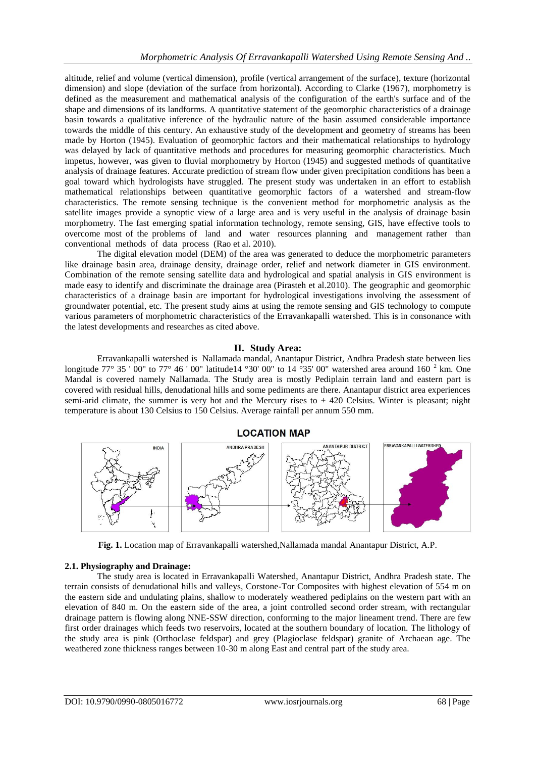altitude, relief and volume (vertical dimension), profile (vertical arrangement of the surface), texture (horizontal dimension) and slope (deviation of the surface from horizontal). According to Clarke (1967), morphometry is defined as the measurement and mathematical analysis of the configuration of the earth's surface and of the shape and dimensions of its landforms. A quantitative statement of the geomorphic characteristics of a drainage basin towards a qualitative inference of the hydraulic nature of the basin assumed considerable importance towards the middle of this century. An exhaustive study of the development and geometry of streams has been made by Horton (1945). Evaluation of geomorphic factors and their mathematical relationships to hydrology was delayed by lack of quantitative methods and procedures for measuring geomorphic characteristics. Much impetus, however, was given to fluvial morphometry by Horton (1945) and suggested methods of quantitative analysis of drainage features. Accurate prediction of stream flow under given precipitation conditions has been a goal toward which hydrologists have struggled. The present study was undertaken in an effort to establish mathematical relationships between quantitative geomorphic factors of a watershed and stream-flow characteristics. The remote sensing technique is the convenient method for morphometric analysis as the satellite images provide a synoptic view of a large area and is very useful in the analysis of drainage basin morphometry. The fast emerging spatial information technology, remote sensing, GIS, have effective tools to overcome most of the problems of land and water resources planning and management rather than conventional methods of data process (Rao et al. 2010).

The digital elevation model (DEM) of the area was generated to deduce the morphometric parameters like drainage basin area, drainage density, drainage order, relief and network diameter in GIS environment. Combination of the remote sensing satellite data and hydrological and spatial analysis in GIS environment is made easy to identify and discriminate the drainage area (Pirasteh et al.2010). The geographic and geomorphic characteristics of a drainage basin are important for hydrological investigations involving the assessment of groundwater potential, etc. The present study aims at using the remote sensing and GIS technology to compute various parameters of morphometric characteristics of the Erravankapalli watershed. This is in consonance with the latest developments and researches as cited above.

## II. Study Area:

Erravankapalli watershed is Nallamada mandal, Anantapur District, Andhra Pradesh state between lies longitude 77° 35 ' 00" to 77° 46 ' 00" latitude14 °30' 00" to 14 °35' 00" watershed area around 160 $^{2}$ km. One Mandal is covered namely Nallamada. The Study area is mostly Pediplain terrain land and eastern part is covered with residual hills, denudational hills and some pediments are there. Anantapur district area experiences semi-arid climate, the summer is very hot and the Mercury rises to + 420 Celsius. Winter is pleasant; night temperature is about 130 Celsius to 150 Celsius. Average rainfall per annum 550 mm.

**LOCATION MAP**

**Fig. 1.** Location map of Erravankapalli watershed,Nallamada mandal Anantapur District, A.P.

### 2.1. Physiography and Drainage:

The study area is located in Erravankapalli Watershed, Anantapur District, Andhra Pradesh state. The terrain consists of denudational hills and valleys, Corstone-Tor Composites with highest elevation of 554 m on the eastern side and undulating plains, shallow to moderately weathered pediplains on the western part with an elevation of 840 m. On the eastern side of the area, a joint controlled second order stream, with rectangular drainage pattern is flowing along NNE-SSW direction, conforming to the major lineament trend. There are few first order drainages which feeds two reservoirs, located at the southern boundary of location. The lithology of the study area is pink (Orthoclase feldspar) and grey (Plagioclase feldspar) granite of Archaean age. The weathered zone thickness ranges between 10-30 m along East and central part of the study area.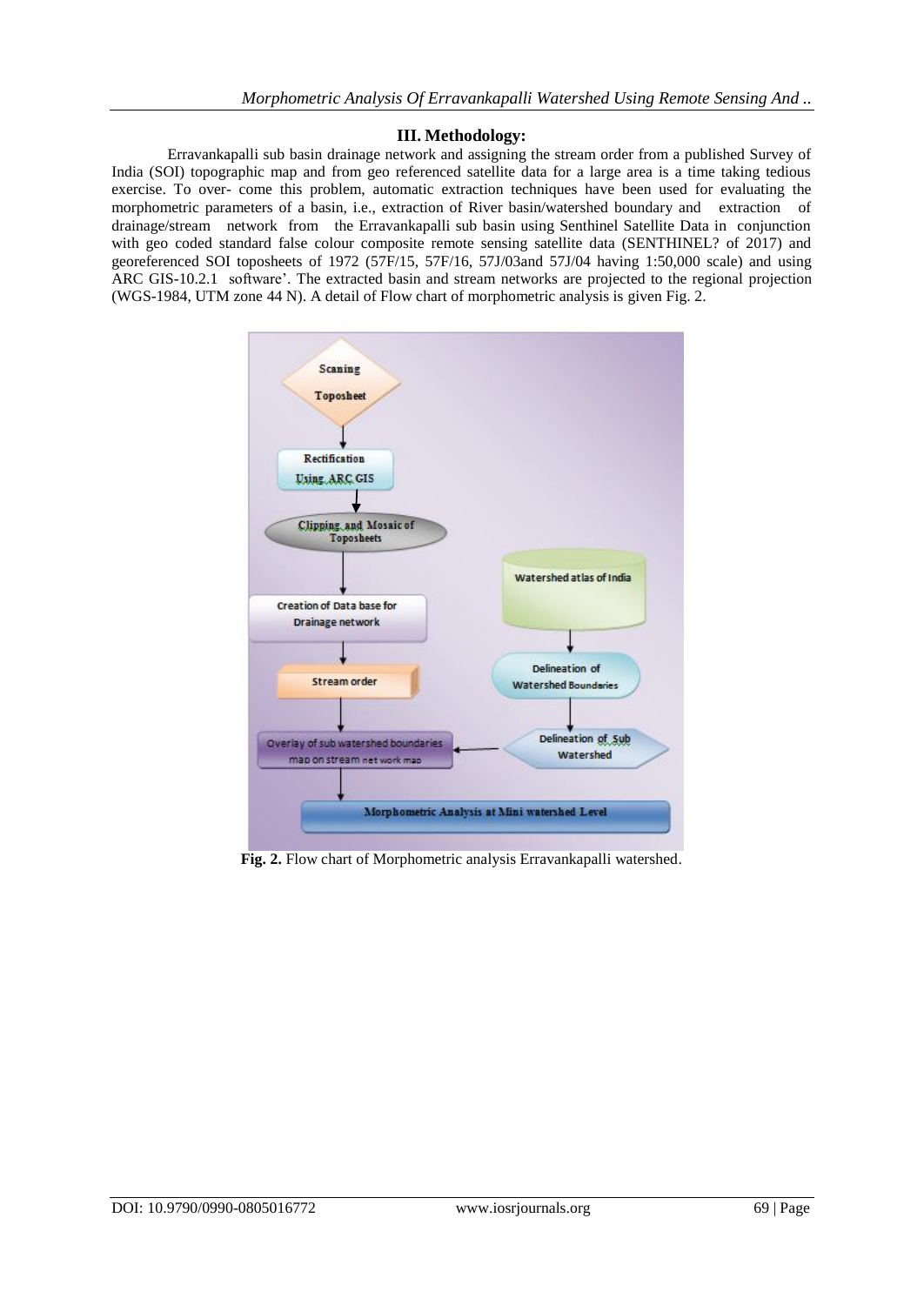## III. Methodology:

Erravankapalli sub basin drainage network and assigning the stream order from a published Survey of India (SOI) topographic map and from geo referenced satellite data for a large area is a time taking tedious exercise. To over- come this problem, automatic extraction techniques have been used for evaluating the morphometric parameters of a basin, i.e., extraction of River basin/watershed boundary and extraction of drainage/stream network from the Erravankapalli sub basin using Senthinel Satellite Data in conjunction with geo coded standard false colour composite remote sensing satellite data (SENTHINEL? of 2017) and georeferenced SOI toposheets of 1972 (57F/15, 57F/16, 57J/03and 57J/04 having 1:50,000 scale) and using ARC GIS-10.2.1 software'. The extracted basin and stream networks are projected to the regional projection (WGS-1984, UTM zone 44 N). A detail of Flow chart of morphometric analysis is given Fig. 2.

**Fig. 2.** Flow chart of Morphometric analysis Erravankapalli watershed.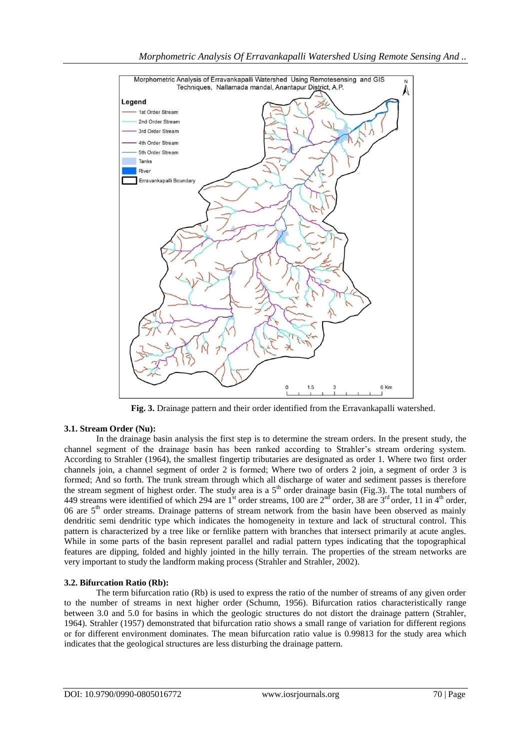**Fig. 3.** Drainage pattern and their order identified from the Erravankapalli watershed.

### 3.1. Stream Order (Nu):

In the drainage basin analysis the first step is to determine the stream orders. In the present study, the channel segment of the drainage basin has been ranked according to Strahler's stream ordering system. According to Strahler (1964), the smallest fingertip tributaries are designated as order 1. Where two first order channels join, a channel segment of order 2 is formed; Where two of orders 2 join, a segment of order 3 is formed; And so forth. The trunk stream through which all discharge of water and sediment passes is therefore the stream segment of highest order. The study area is a 5th order drainage basin (Fig.3). The total numbers of 449 streams were identified of which 294 are 1st order streams, 100 are 2nd order, 38 are 3rd order, 11 in 4th order, 06 are 5th order streams. Drainage patterns of stream network from the basin have been observed as mainly dendritic semi dendritic type which indicates the homogeneity in texture and lack of structural control. This pattern is characterized by a tree like or fernlike pattern with branches that intersect primarily at acute angles. While in some parts of the basin represent parallel and radial pattern types indicating that the topographical features are dipping, folded and highly jointed in the hilly terrain. The properties of the stream networks are very important to study the landform making process (Strahler and Strahler, 2002).

### 3.2. Bifurcation Ratio (Rb):

The term bifurcation ratio (Rb) is used to express the ratio of the number of streams of any given order to the number of streams in next higher order (Schumn, 1956). Bifurcation ratios characteristically range between 3.0 and 5.0 for basins in which the geologic structures do not distort the drainage pattern (Strahler, 1964). Strahler (1957) demonstrated that bifurcation ratio shows a small range of variation for different regions or for different environment dominates. The mean bifurcation ratio value is 0.99813 for the study area which indicates that the geological structures are less disturbing the drainage pattern.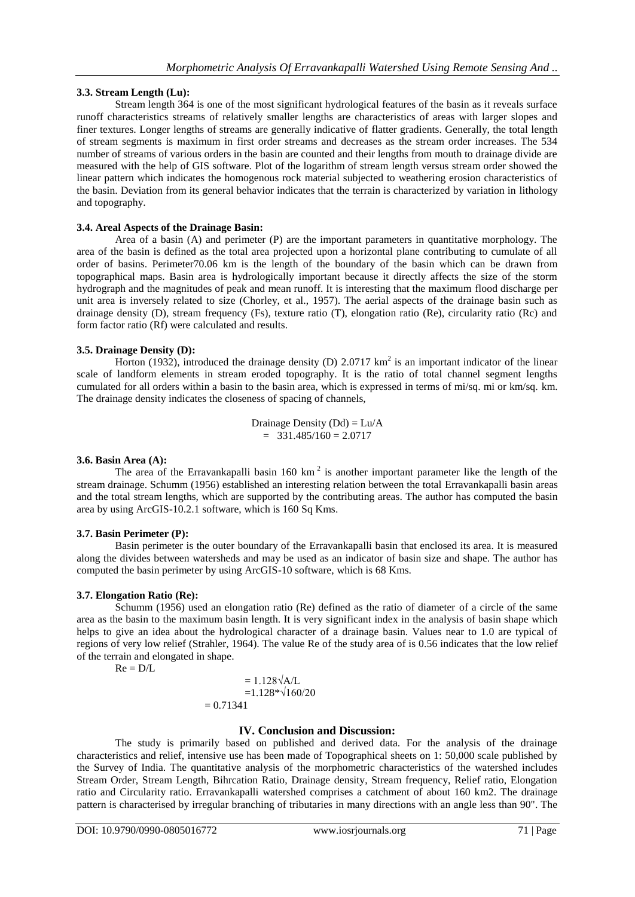### 3.3. Stream Length (Lu):

Stream length 364 is one of the most significant hydrological features of the basin as it reveals surface runoff characteristics streams of relatively smaller lengths are characteristics of areas with larger slopes and finer textures. Longer lengths of streams are generally indicative of flatter gradients. Generally, the total length of stream segments is maximum in first order streams and decreases as the stream order increases. The 534 number of streams of various orders in the basin are counted and their lengths from mouth to drainage divide are measured with the help of GIS software. Plot of the logarithm of stream length versus stream order showed the linear pattern which indicates the homogenous rock material subjected to weathering erosion characteristics of the basin. Deviation from its general behavior indicates that the terrain is characterized by variation in lithology and topography.

### 3.4. Areal Aspects of the Drainage Basin:

Area of a basin (A) and perimeter (P) are the important parameters in quantitative morphology. The area of the basin is defined as the total area projected upon a horizontal plane contributing to cumulate of all order of basins. Perimeter70.06 km is the length of the boundary of the basin which can be drawn from topographical maps. Basin area is hydrologically important because it directly affects the size of the storm hydrograph and the magnitudes of peak and mean runoff. It is interesting that the maximum flood discharge per unit area is inversely related to size (Chorley, et al., 1957). The aerial aspects of the drainage basin such as drainage density (D), stream frequency (Fs), texture ratio (T), elongation ratio (Re), circularity ratio (Rc) and form factor ratio (Rf) were calculated and results.

### 3.5. Drainage Density (D):

Horton (1932), introduced the drainage density (D) 2.0717 $km^2$ is an important indicator of the linear scale of landform elements in stream eroded topography. It is the ratio of total channel segment lengths cumulated for all orders within a basin to the basin area, which is expressed in terms of mi/sq. mi or km/sq. km. The drainage density indicates the closeness of spacing of channels,

$$\text{Drainage Density (Dd)} = Lu/A$$
$$= 331.485/160 = 2.0717$$

### 3.6. Basin Area (A):

The area of the Erravankapalli basin 160 $km^2$ is another important parameter like the length of the stream drainage. Schumm (1956) established an interesting relation between the total Erravankapalli basin areas and the total stream lengths, which are supported by the contributing areas. The author has computed the basin area by using ArcGIS-10.2.1 software, which is 160 Sq Kms.

### 3.7. Basin Perimeter (P):

Basin perimeter is the outer boundary of the Erravankapalli basin that enclosed its area. It is measured along the divides between watersheds and may be used as an indicator of basin size and shape. The author has computed the basin perimeter by using ArcGIS-10 software, which is 68 Kms.

### 3.7. Elongation Ratio (Re):

Schumm (1956) used an elongation ratio (Re) defined as the ratio of diameter of a circle of the same area as the basin to the maximum basin length. It is very significant index in the analysis of basin shape which helps to give an idea about the hydrological character of a drainage basin. Values near to 1.0 are typical of regions of very low relief (Strahler, 1964). The value Re of the study area of is 0.56 indicates that the low relief of the terrain and elongated in shape.

$$Re = D/L$$
$$= 1.128\sqrt{A}/L$$
$$= 1.128 * \sqrt{160}/20$$
$$= 0.71341$$

## IV. Conclusion and Discussion:

The study is primarily based on published and derived data. For the analysis of the drainage characteristics and relief, intensive use has been made of Topographical sheets on 1: 50,000 scale published by the Survey of India. The quantitative analysis of the morphometric characteristics of the watershed includes Stream Order, Stream Length, Bihrcation Ratio, Drainage density, Stream frequency, Relief ratio, Elongation ratio and Circularity ratio. Erravankapalli watershed comprises a catchment of about 160 km2. The drainage pattern is characterised by irregular branching of tributaries in many directions with an angle less than 90". The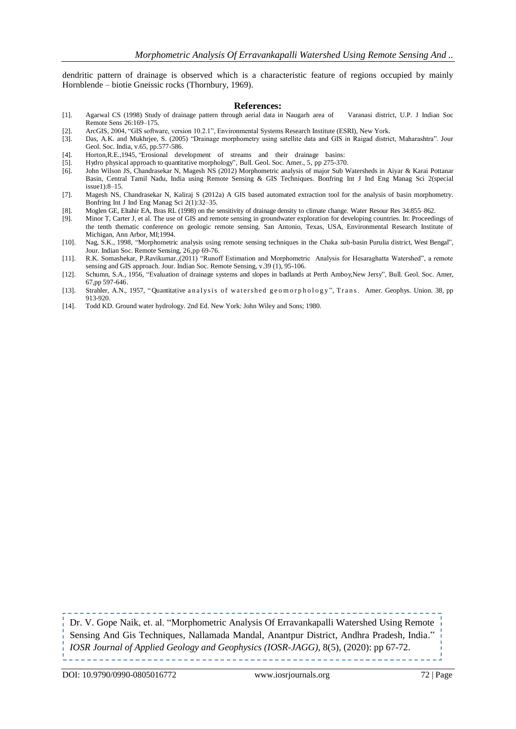dendritic pattern of drainage is observed which is a characteristic feature of regions occupied by mainly Hornblende – biotie Gneissic rocks (Thornbury, 1969).

## References:

[1]. Agarwal CS (1998) Study of drainage pattern through aerial data in Naugarh area of Varanasi district, U.P. J Indian Soc Remote Sens 26:169–175.

[2]. ArcGIS, 2004, "GIS software, version 10.2.1", Environmental Systems Research Institute (ESRI), New York.

[3]. Das, A.K. and Mukhrjee, S. (2005) "Drainage morphometry using satellite data and GIS in Raigad district, Maharashtra". Jour Geol. Soc. India, v.65, pp.577-586.

[4]. Horton,R.E.,1945, "Erosional development of streams and their drainage basins:

[5]. Hydro physical approach to quantitative morphology", Bull. Geol. Soc. Amer., 5, pp 275-370.

[6]. John Wilson JS, Chandrasekar N, Magesh NS (2012) Morphometric analysis of major Sub Watersheds in Aiyar & Karai Pottanar Basin, Central Tamil Nadu, India using Remote Sensing & GIS Techniques. Bonfring Int J Ind Eng Manag Sci 2(special issue1):8–15.

[7]. Magesh NS, Chandrasekar N, Kaliraj S (2012a) A GIS based automated extraction tool for the analysis of basin morphometry. Bonfring Int J Ind Eng Manag Sci 2(1):32–35.

[8]. Moglen GE, Eltahir EA, Bras RL (1998) on the sensitivity of drainage density to climate change. Water Resour Res 34:855–862.

[9]. Minor T, Carter J, et al. The use of GIS and remote sensing in groundwater exploration for developing countries. In: Proceedings of the tenth thematic conference on geologic remote sensing. San Antonio, Texas, USA, Environmental Research Institute of Michigan, Ann Arbor, MI;1994.

[10]. Nag, S.K., 1998, "Morphometric analysis using remote sensing techniques in the Chaka sub-basin Purulia district, West Bengal", Jour. Indian Soc. Remote Sensing, 26,pp 69-76.

[11]. R.K. Somashekar, P.Ravikumar.,(2011) "Runoff Estimation and Morphometric Analysis for Hesaraghatta Watershed", a remote sensing and GIS approach. Jour. Indian Soc. Remote Sensing, v.39 (1), 95-106.

[12]. Schumn, S.A., 1956, "Evaluation of drainage systems and slopes in badlands at Perth Amboy,New Jersy", Bull. Geol. Soc. Amer, 67,pp 597-646.

[13]. Strahler, A.N., 1957, "Quantitative analysis of watershed geomorphology", Trans. Amer. Geophys. Union. 38, pp 913-920.

[14]. Todd KD. Ground water hydrology. 2nd Ed. New York: John Wiley and Sons; 1980.

Dr. V. Gope Naik, et. al. "Morphometric Analysis Of Erravankapalli Watershed Using Remote Sensing And Gis Techniques, Nallamada Mandal, Anantpur District, Andhra Pradesh, India." *IOSR Journal of Applied Geology and Geophysics (IOSR-JAGG)*, 8(5), (2020): pp 67-72.